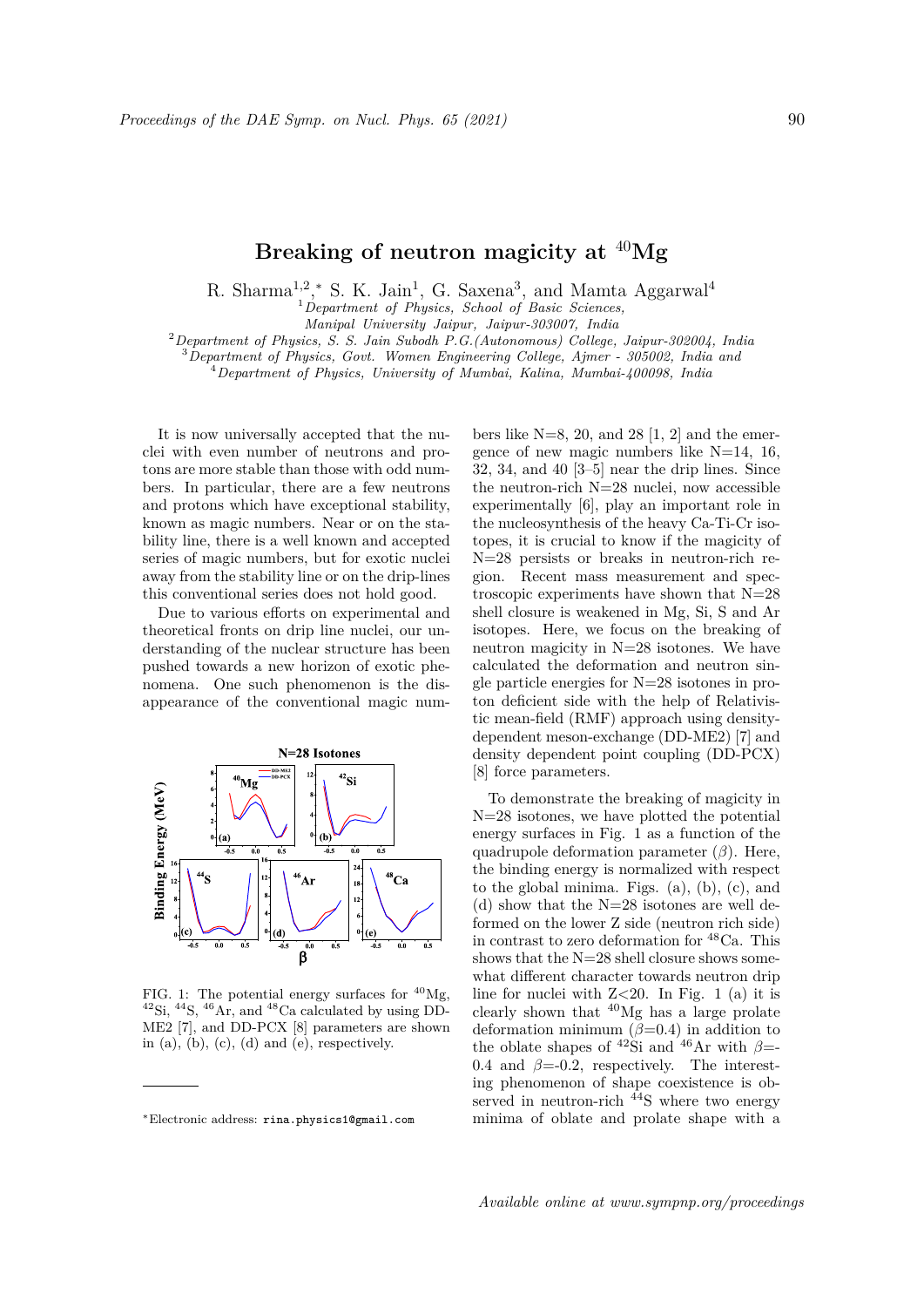# Breaking of neutron magicity at $^{40}$Mg

R. Sharma[1,2,*] S. K. Jain[1], G. Saxena[3], and Mamta Aggarwal[4]

[1] *Department of Physics, School of Basic Sciences, Manipal University Jaipur, Jaipur-303007, India*
[2] *Department of Physics, S. S. Jain Subodh P.G.(Autonomous) College, Jaipur-302004, India*
[3] *Department of Physics, Govt. Women Engineering College, Ajmer - 305002, India and*
[4] *Department of Physics, University of Mumbai, Kalina, Mumbai-400098, India*

It is now universally accepted that the nuclei with even number of neutrons and protons are more stable than those with odd numbers. In particular, there are a few neutrons and protons which have exceptional stability, known as magic numbers. Near or on the stability line, there is a well known and accepted series of magic numbers, but for exotic nuclei away from the stability line or on the drip-lines this conventional series does not hold good.

Due to various efforts on experimental and theoretical fronts on drip line nuclei, our understanding of the nuclear structure has been pushed towards a new horizon of exotic phenomena. One such phenomenon is the disappearance of the conventional magic numbers like N=8, 20, and 28 [1, 2] and the emergence of new magic numbers like N=14, 16, 32, 34, and 40 [3–5] near the drip lines. Since the neutron-rich N=28 nuclei, now accessible experimentally [6], play an important role in the nucleosynthesis of the heavy Ca-Ti-Cr isotopes, it is crucial to know if the magicity of N=28 persists or breaks in neutron-rich region. Recent mass measurement and spectroscopic experiments have shown that N=28 shell closure is weakened in Mg, Si, S and Ar isotopes. Here, we focus on the breaking of neutron magicity in N=28 isotones. We have calculated the deformation and neutron single particle energies for N=28 isotones in proton deficient side with the help of Relativistic mean-field (RMF) approach using density-dependent meson-exchange (DD-ME2) [7] and density dependent point coupling (DD-PCX) [8] force parameters.

FIG. 1: The potential energy surfaces for $^{40}$Mg, $^{42}$Si, $^{44}$S, $^{46}$Ar, and $^{48}$Ca calculated by using DD-ME2 [7], and DD-PCX [8] parameters are shown in (a), (b), (c), (d) and (e), respectively.

To demonstrate the breaking of magicity in N=28 isotones, we have plotted the potential energy surfaces in Fig. 1 as a function of the quadrupole deformation parameter ($\beta$). Here, the binding energy is normalized with respect to the global minima. Figs. (a), (b), (c), and (d) show that the N=28 isotones are well deformed on the lower Z side (neutron rich side) in contrast to zero deformation for $^{48}$Ca. This shows that the N=28 shell closure shows somewhat different character towards neutron drip line for nuclei with Z<20. In Fig. 1 (a) it is clearly shown that $^{40}$Mg has a large prolate deformation minimum ($\beta$=0.4) in addition to the oblate shapes of $^{42}$Si and $^{46}$Ar with $\beta$=-0.4 and $\beta$=-0.2, respectively. The interesting phenomenon of shape coexistence is observed in neutron-rich $^{44}$S where two energy minima of oblate and prolate shape with a

*Electronic address: rina.physics1@gmail.com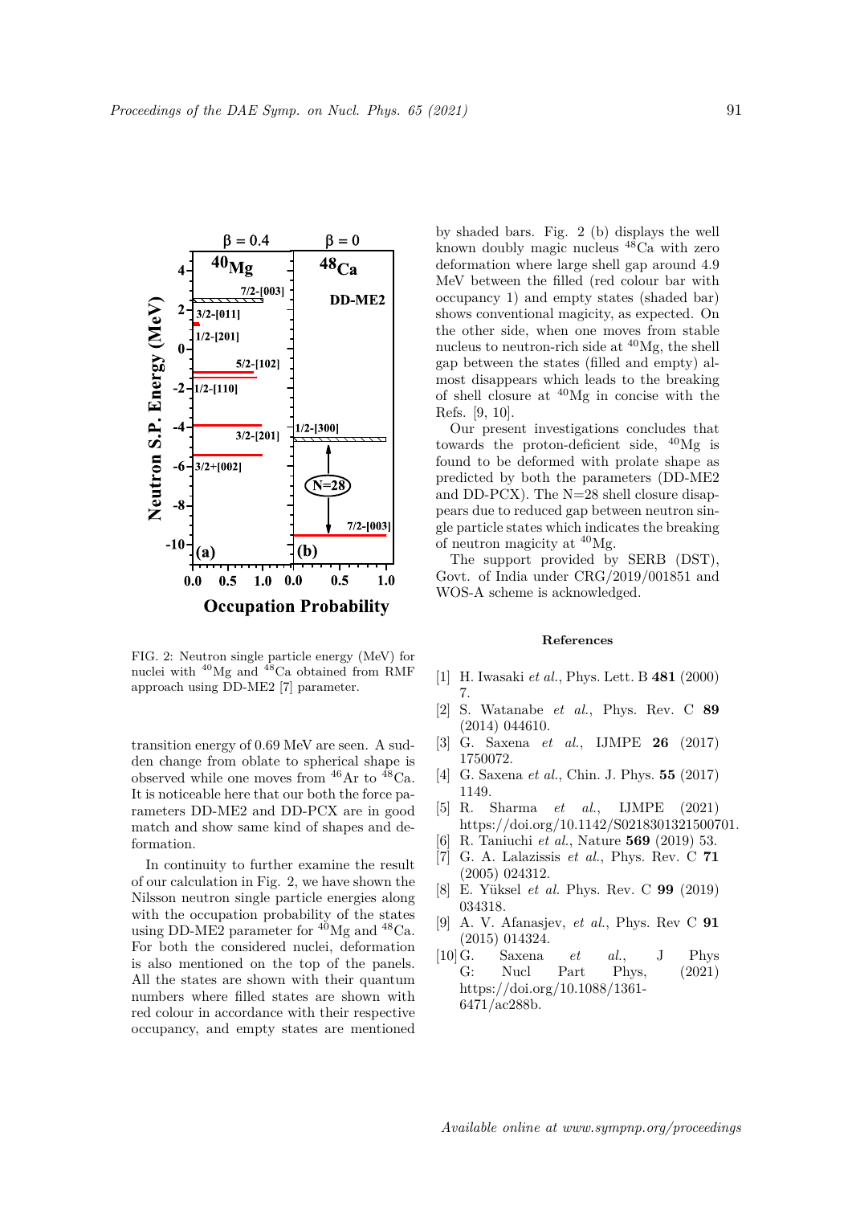β = 0.4

β = 0

40Mg

48Ca

DD-ME2

Neutron S.P. Energy (MeV)

7/2-[003]

3/2-[011]

1/2-[201]

5/2-[102]

1/2-[110]

3/2-[201]

1/2-[300]

3/2+[002]

N=28

7/2-[003]

(a)

(b)

4

2

0

-2

-4

-6

-8

-10

0.0 0.5 1.0 0.0 0.5 1.0

Occupation Probability

FIG. 2: Neutron single particle energy (MeV) for nuclei with $^{40}$Mg and $^{48}$Ca obtained from RMF approach using DD-ME2 [7] parameter.

transition energy of 0.69 MeV are seen. A sudden change from oblate to spherical shape is observed while one moves from $^{46}$Ar to $^{48}$Ca. It is noticeable here that our both the force parameters DD-ME2 and DD-PCX are in good match and show same kind of shapes and deformation.

In continuity to further examine the result of our calculation in Fig. 2, we have shown the Nilsson neutron single particle energies along with the occupation probability of the states using DD-ME2 parameter for $^{40}$Mg and $^{48}$Ca. For both the considered nuclei, deformation is also mentioned on the top of the panels. All the states are shown with their quantum numbers where filled states are shown with red colour in accordance with their respective occupancy, and empty states are mentioned by shaded bars. Fig. 2 (b) displays the well known doubly magic nucleus $^{48}$Ca with zero deformation where large shell gap around 4.9 MeV between the filled (red colour bar with occupancy 1) and empty states (shaded bar) shows conventional magicity, as expected. On the other side, when one moves from stable nucleus to neutron-rich side at $^{40}$Mg, the shell gap between the states (filled and empty) almost disappears which leads to the breaking of shell closure at $^{40}$Mg in concise with the Refs. [9, 10].

Our present investigations concludes that towards the proton-deficient side, $^{40}$Mg is found to be deformed with prolate shape as predicted by both the parameters (DD-ME2 and DD-PCX). The N=28 shell closure disappears due to reduced gap between neutron single particle states which indicates the breaking of neutron magicity at $^{40}$Mg.

The support provided by SERB (DST), Govt. of India under CRG/2019/001851 and WOS-A scheme is acknowledged.

## References

[1] H. Iwasaki *et al.*, Phys. Lett. B **481** (2000) 7.

[2] S. Watanabe *et al.*, Phys. Rev. C **89** (2014) 044610.

[3] G. Saxena *et al.*, IJMPE **26** (2017) 1750072.

[4] G. Saxena *et al.*, Chin. J. Phys. **55** (2017) 1149.

[5] R. Sharma *et al.*, IJMPE (2021) https://doi.org/10.1142/S0218301321500701.

[6] R. Taniuchi *et al.*, Nature **569** (2019) 53.

[7] G. A. Lalazissis *et al.*, Phys. Rev. C **71** (2005) 024312.

[8] E. Yüksel *et al.* Phys. Rev. C **99** (2019) 034318.

[9] A. V. Afanasjev, *et al.*, Phys. Rev C **91** (2015) 014324.

[10] G. Saxena *et al.*, J Phys G: Nucl Part Phys, (2021) https://doi.org/10.1088/1361-6471/ac288b.